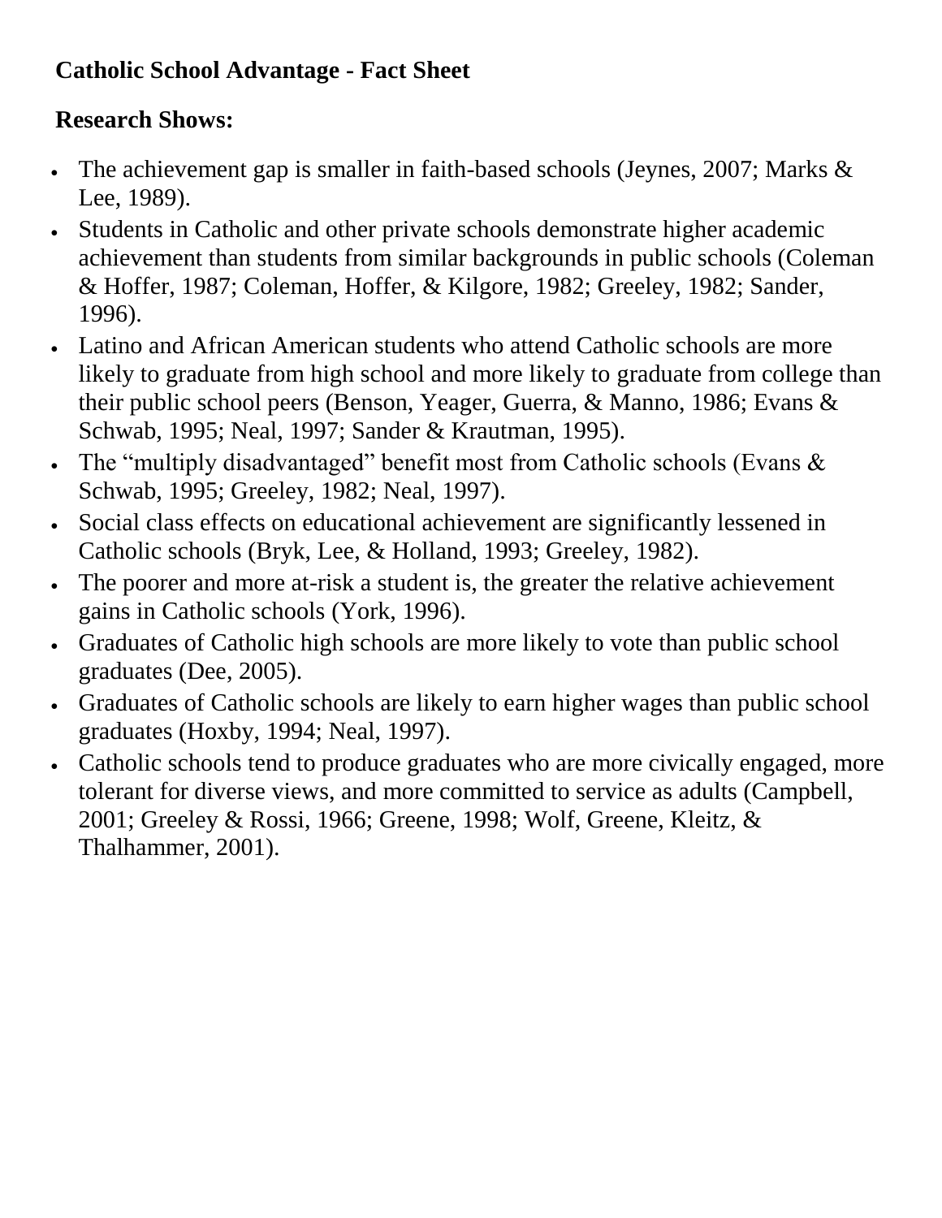# Catholic School Advantage - Fact Sheet

## Research Shows:

- The achievement gap is smaller in faith-based schools (Jeynes, 2007; Marks & Lee, 1989).
- Students in Catholic and other private schools demonstrate higher academic achievement than students from similar backgrounds in public schools (Coleman & Hoffer, 1987; Coleman, Hoffer, & Kilgore, 1982; Greeley, 1982; Sander, 1996).
- Latino and African American students who attend Catholic schools are more likely to graduate from high school and more likely to graduate from college than their public school peers (Benson, Yeager, Guerra, & Manno, 1986; Evans & Schwab, 1995; Neal, 1997; Sander & Krautman, 1995).
- The "multiply disadvantaged" benefit most from Catholic schools (Evans & Schwab, 1995; Greeley, 1982; Neal, 1997).
- Social class effects on educational achievement are significantly lessened in Catholic schools (Bryk, Lee, & Holland, 1993; Greeley, 1982).
- The poorer and more at-risk a student is, the greater the relative achievement gains in Catholic schools (York, 1996).
- Graduates of Catholic high schools are more likely to vote than public school graduates (Dee, 2005).
- Graduates of Catholic schools are likely to earn higher wages than public school graduates (Hoxby, 1994; Neal, 1997).
- Catholic schools tend to produce graduates who are more civically engaged, more tolerant for diverse views, and more committed to service as adults (Campbell, 2001; Greeley & Rossi, 1966; Greene, 1998; Wolf, Greene, Kleitz, & Thalhammer, 2001).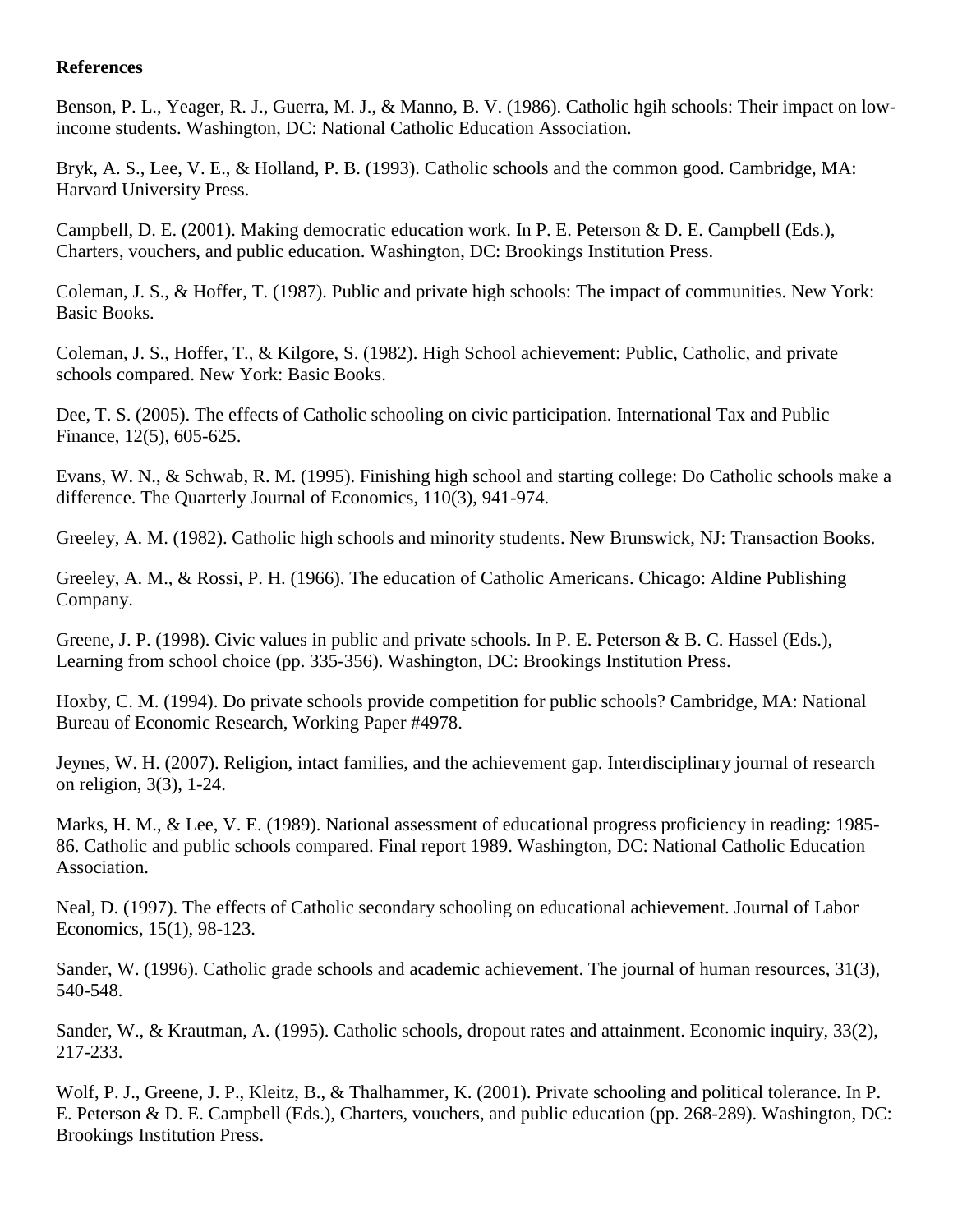**References**

Benson, P. L., Yeager, R. J., Guerra, M. J., & Manno, B. V. (1986). Catholic hgih schools: Their impact on low-income students. Washington, DC: National Catholic Education Association.

Bryk, A. S., Lee, V. E., & Holland, P. B. (1993). Catholic schools and the common good. Cambridge, MA: Harvard University Press.

Campbell, D. E. (2001). Making democratic education work. In P. E. Peterson & D. E. Campbell (Eds.), Charters, vouchers, and public education. Washington, DC: Brookings Institution Press.

Coleman, J. S., & Hoffer, T. (1987). Public and private high schools: The impact of communities. New York: Basic Books.

Coleman, J. S., Hoffer, T., & Kilgore, S. (1982). High School achievement: Public, Catholic, and private schools compared. New York: Basic Books.

Dee, T. S. (2005). The effects of Catholic schooling on civic participation. International Tax and Public Finance, 12(5), 605-625.

Evans, W. N., & Schwab, R. M. (1995). Finishing high school and starting college: Do Catholic schools make a difference. The Quarterly Journal of Economics, 110(3), 941-974.

Greeley, A. M. (1982). Catholic high schools and minority students. New Brunswick, NJ: Transaction Books.

Greeley, A. M., & Rossi, P. H. (1966). The education of Catholic Americans. Chicago: Aldine Publishing Company.

Greene, J. P. (1998). Civic values in public and private schools. In P. E. Peterson & B. C. Hassel (Eds.), Learning from school choice (pp. 335-356). Washington, DC: Brookings Institution Press.

Hoxby, C. M. (1994). Do private schools provide competition for public schools? Cambridge, MA: National Bureau of Economic Research, Working Paper #4978.

Jeynes, W. H. (2007). Religion, intact families, and the achievement gap. Interdisciplinary journal of research on religion, 3(3), 1-24.

Marks, H. M., & Lee, V. E. (1989). National assessment of educational progress proficiency in reading: 1985-86. Catholic and public schools compared. Final report 1989. Washington, DC: National Catholic Education Association.

Neal, D. (1997). The effects of Catholic secondary schooling on educational achievement. Journal of Labor Economics, 15(1), 98-123.

Sander, W. (1996). Catholic grade schools and academic achievement. The journal of human resources, 31(3), 540-548.

Sander, W., & Krautman, A. (1995). Catholic schools, dropout rates and attainment. Economic inquiry, 33(2), 217-233.

Wolf, P. J., Greene, J. P., Kleitz, B., & Thalhammer, K. (2001). Private schooling and political tolerance. In P. E. Peterson & D. E. Campbell (Eds.), Charters, vouchers, and public education (pp. 268-289). Washington, DC: Brookings Institution Press.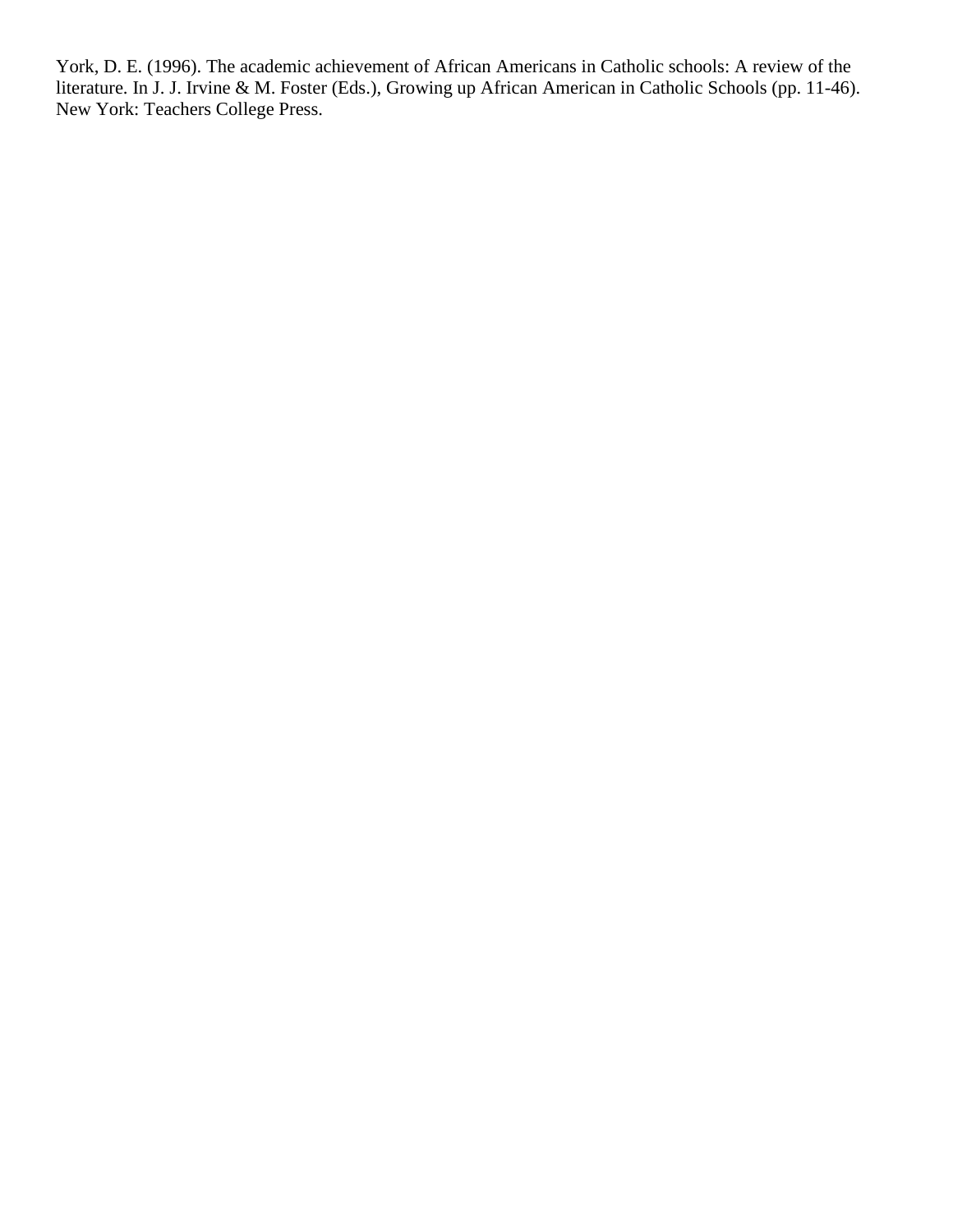York, D. E. (1996). The academic achievement of African Americans in Catholic schools: A review of the literature. In J. J. Irvine & M. Foster (Eds.), Growing up African American in Catholic Schools (pp. 11-46). New York: Teachers College Press.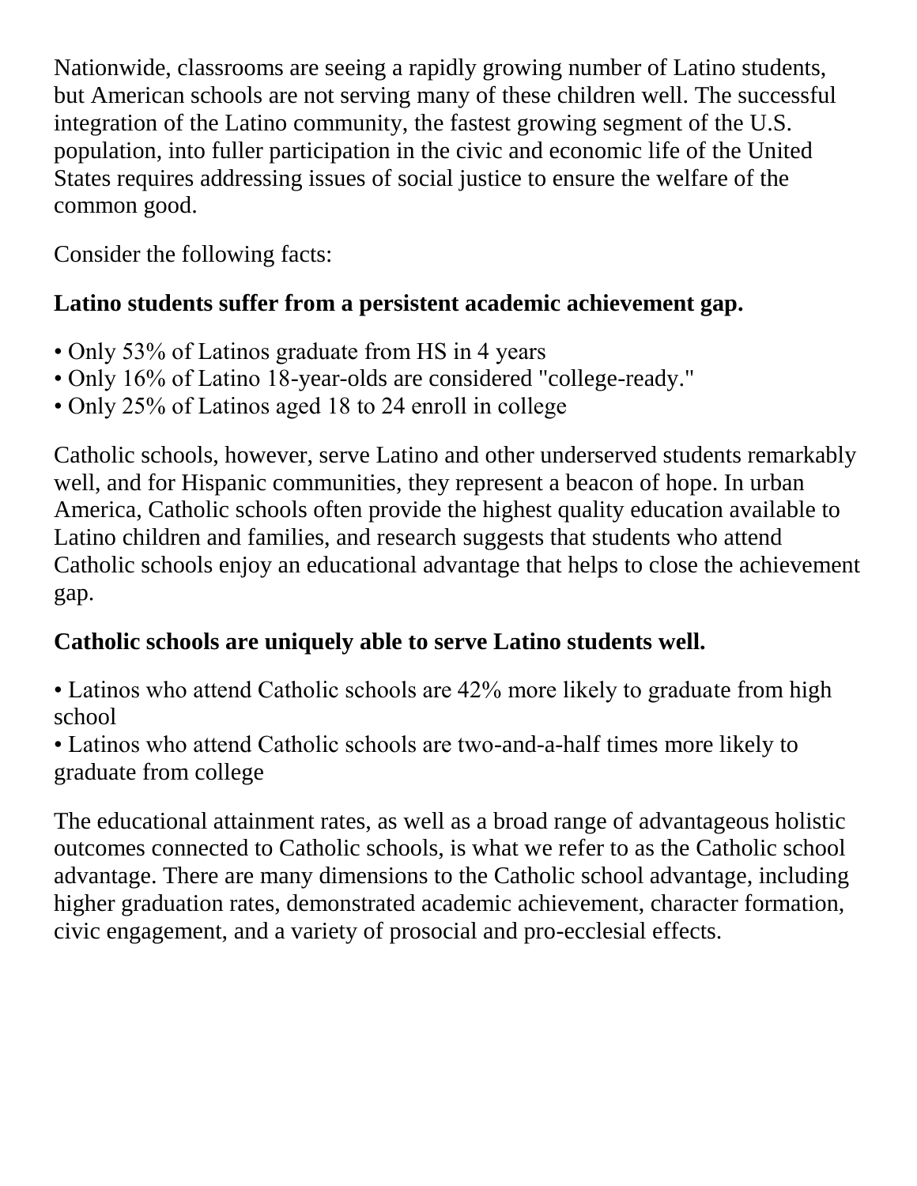Nationwide, classrooms are seeing a rapidly growing number of Latino students, but American schools are not serving many of these children well. The successful integration of the Latino community, the fastest growing segment of the U.S. population, into fuller participation in the civic and economic life of the United States requires addressing issues of social justice to ensure the welfare of the common good.

Consider the following facts:

**Latino students suffer from a persistent academic achievement gap.**

- Only 53% of Latinos graduate from HS in 4 years
- Only 16% of Latino 18-year-olds are considered "college-ready."
- Only 25% of Latinos aged 18 to 24 enroll in college

Catholic schools, however, serve Latino and other underserved students remarkably well, and for Hispanic communities, they represent a beacon of hope. In urban America, Catholic schools often provide the highest quality education available to Latino children and families, and research suggests that students who attend Catholic schools enjoy an educational advantage that helps to close the achievement gap.

**Catholic schools are uniquely able to serve Latino students well.**

- Latinos who attend Catholic schools are 42% more likely to graduate from high school
- Latinos who attend Catholic schools are two-and-a-half times more likely to graduate from college

The educational attainment rates, as well as a broad range of advantageous holistic outcomes connected to Catholic schools, is what we refer to as the Catholic school advantage. There are many dimensions to the Catholic school advantage, including higher graduation rates, demonstrated academic achievement, character formation, civic engagement, and a variety of prosocial and pro-ecclesial effects.